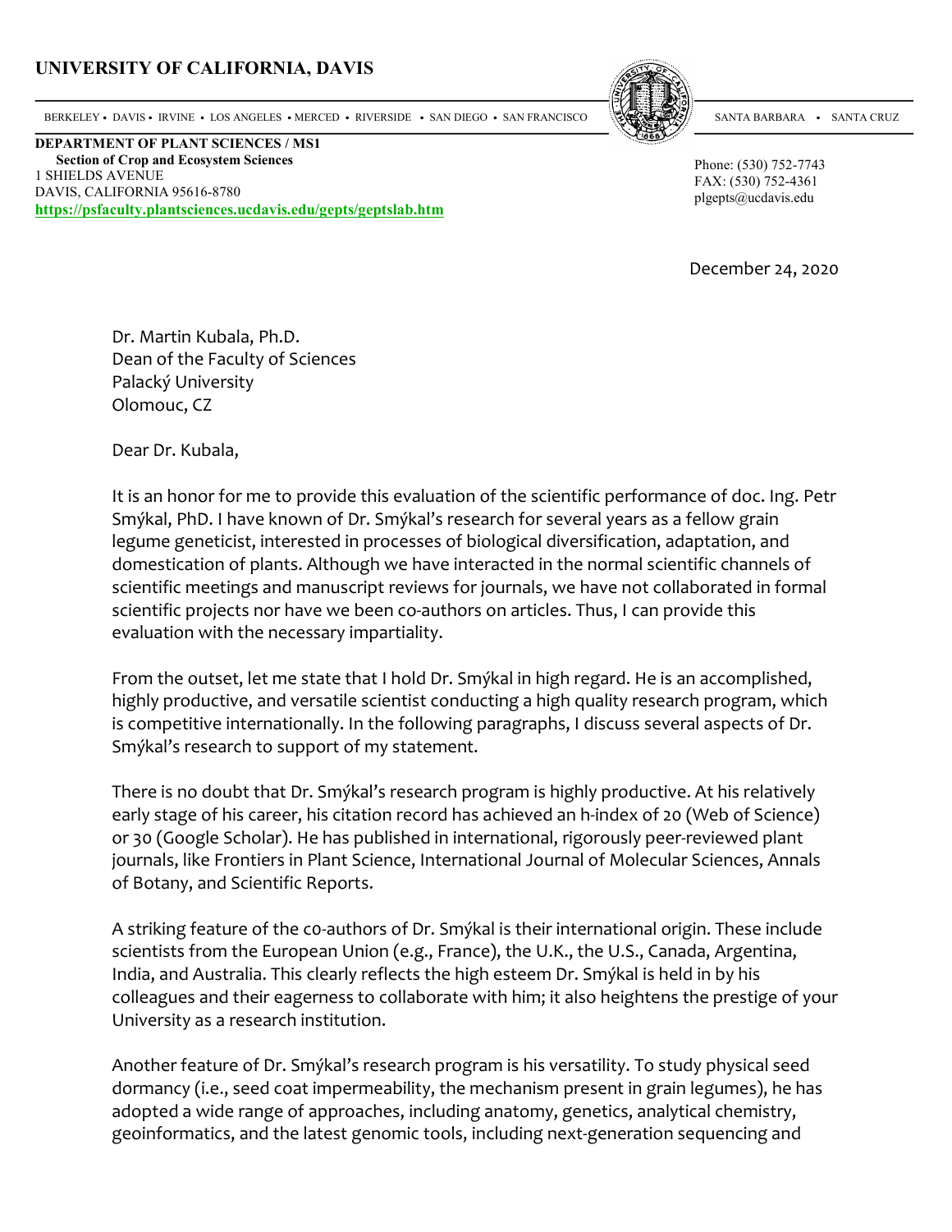**UNIVERSITY OF CALIFORNIA, DAVIS**

BERKELEY • DAVIS • IRVINE • LOS ANGELES • MERCED • RIVERSIDE • SAN DIEGO • SAN FRANCISCO SANTA BARBARA • SANTA CRUZ

**DEPARTMENT OF PLANT SCIENCES / MS1**
**Section of Crop and Ecosystem Sciences**
1 SHIELDS AVENUE
DAVIS, CALIFORNIA 95616-8780
**https://psfaculty.plantsciences.ucdavis.edu/gepts/geptslab.htm**

Phone: (530) 752-7743
FAX: (530) 752-4361
plgepts@ucdavis.edu

December 24, 2020

Dr. Martin Kubala, Ph.D.
Dean of the Faculty of Sciences
Palacký University
Olomouc, CZ

Dear Dr. Kubala,

It is an honor for me to provide this evaluation of the scientific performance of doc. Ing. Petr Smýkal, PhD. I have known of Dr. Smýkal's research for several years as a fellow grain legume geneticist, interested in processes of biological diversification, adaptation, and domestication of plants. Although we have interacted in the normal scientific channels of scientific meetings and manuscript reviews for journals, we have not collaborated in formal scientific projects nor have we been co-authors on articles. Thus, I can provide this evaluation with the necessary impartiality.

From the outset, let me state that I hold Dr. Smýkal in high regard. He is an accomplished, highly productive, and versatile scientist conducting a high quality research program, which is competitive internationally. In the following paragraphs, I discuss several aspects of Dr. Smýkal's research to support of my statement.

There is no doubt that Dr. Smýkal's research program is highly productive. At his relatively early stage of his career, his citation record has achieved an h-index of 20 (Web of Science) or 30 (Google Scholar). He has published in international, rigorously peer-reviewed plant journals, like Frontiers in Plant Science, International Journal of Molecular Sciences, Annals of Botany, and Scientific Reports.

A striking feature of the c0-authors of Dr. Smýkal is their international origin. These include scientists from the European Union (e.g., France), the U.K., the U.S., Canada, Argentina, India, and Australia. This clearly reflects the high esteem Dr. Smýkal is held in by his colleagues and their eagerness to collaborate with him; it also heightens the prestige of your University as a research institution.

Another feature of Dr. Smýkal's research program is his versatility. To study physical seed dormancy (i.e., seed coat impermeability, the mechanism present in grain legumes), he has adopted a wide range of approaches, including anatomy, genetics, analytical chemistry, geoinformatics, and the latest genomic tools, including next-generation sequencing and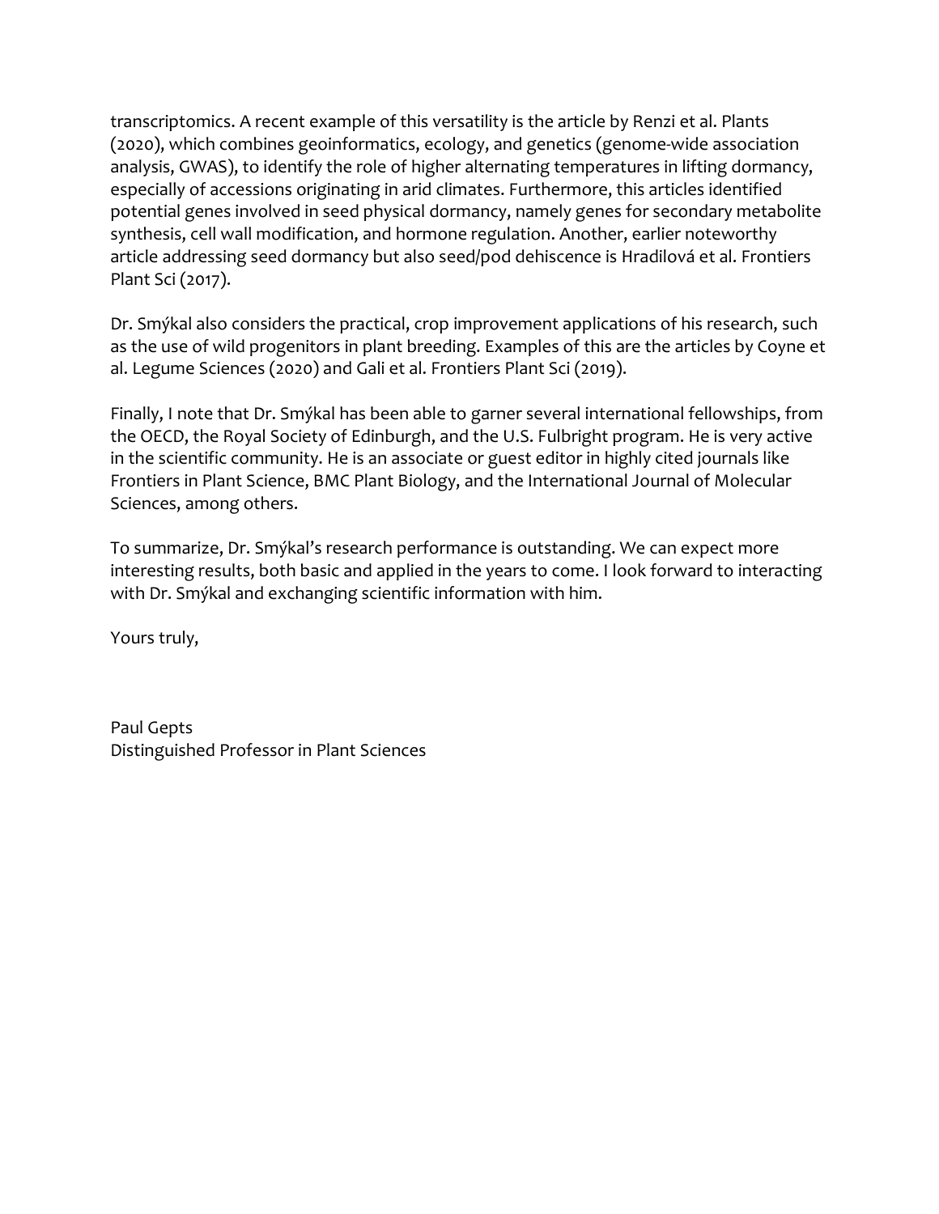transcriptomics. A recent example of this versatility is the article by Renzi et al. Plants (2020), which combines geoinformatics, ecology, and genetics (genome-wide association analysis, GWAS), to identify the role of higher alternating temperatures in lifting dormancy, especially of accessions originating in arid climates. Furthermore, this articles identified potential genes involved in seed physical dormancy, namely genes for secondary metabolite synthesis, cell wall modification, and hormone regulation. Another, earlier noteworthy article addressing seed dormancy but also seed/pod dehiscence is Hradilová et al. Frontiers Plant Sci (2017).

Dr. Smýkal also considers the practical, crop improvement applications of his research, such as the use of wild progenitors in plant breeding. Examples of this are the articles by Coyne et al. Legume Sciences (2020) and Gali et al. Frontiers Plant Sci (2019).

Finally, I note that Dr. Smýkal has been able to garner several international fellowships, from the OECD, the Royal Society of Edinburgh, and the U.S. Fulbright program. He is very active in the scientific community. He is an associate or guest editor in highly cited journals like Frontiers in Plant Science, BMC Plant Biology, and the International Journal of Molecular Sciences, among others.

To summarize, Dr. Smýkal's research performance is outstanding. We can expect more interesting results, both basic and applied in the years to come. I look forward to interacting with Dr. Smýkal and exchanging scientific information with him.

Yours truly,

Paul Gepts
Distinguished Professor in Plant Sciences